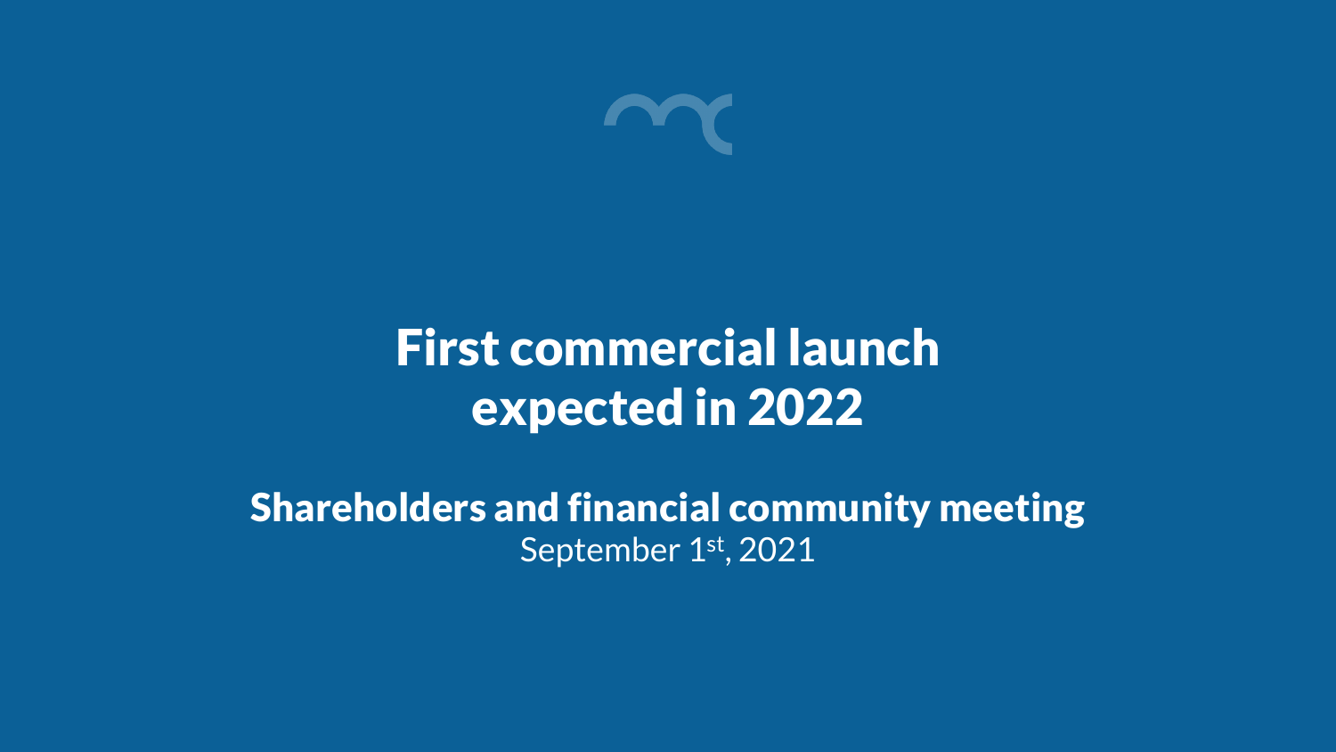# First commercial launch expected in 2022

## Shareholders and financial community meeting

September 1st, 2021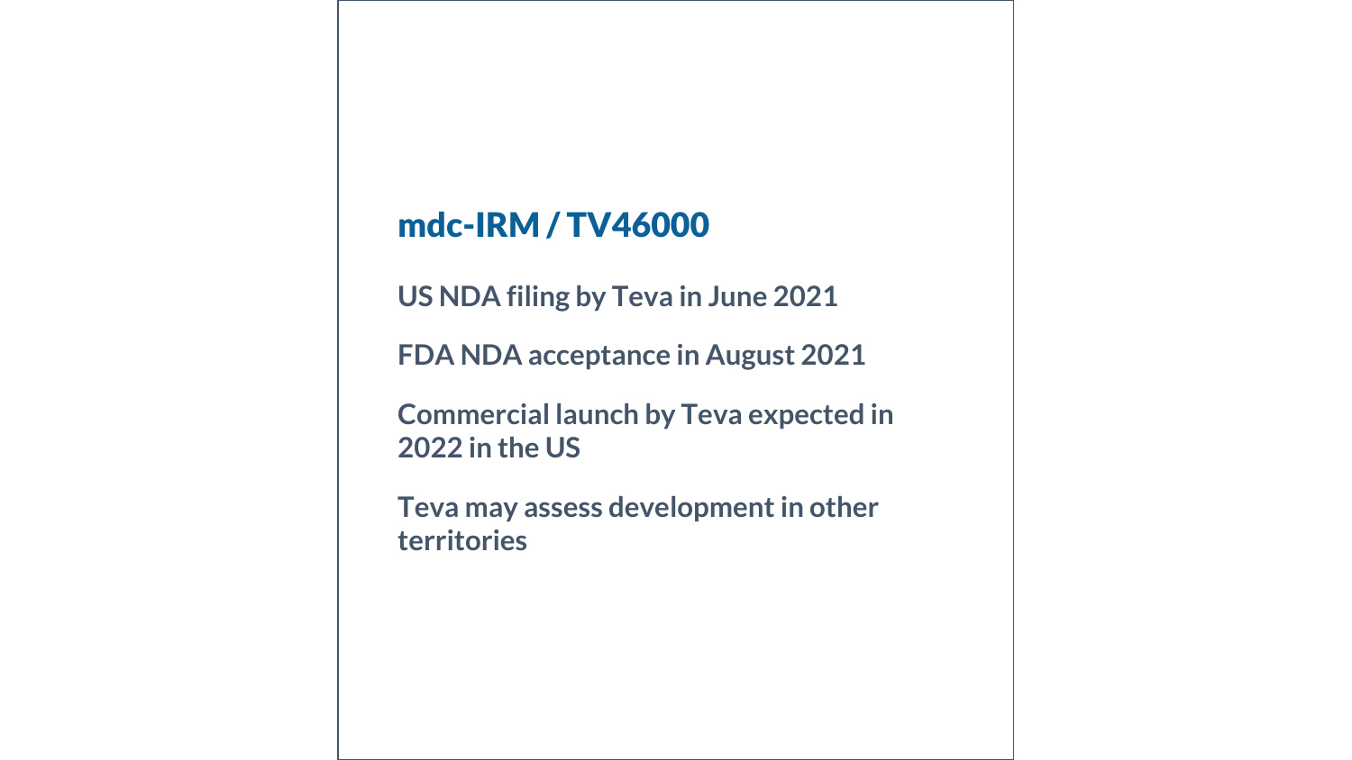## mdc-IRM / TV46000

**US NDA filing by Teva in June 2021**

**FDA NDA acceptance in August 2021**

**Commercial launch by Teva expected in 2022 in the US**

**Teva may assess development in other territories**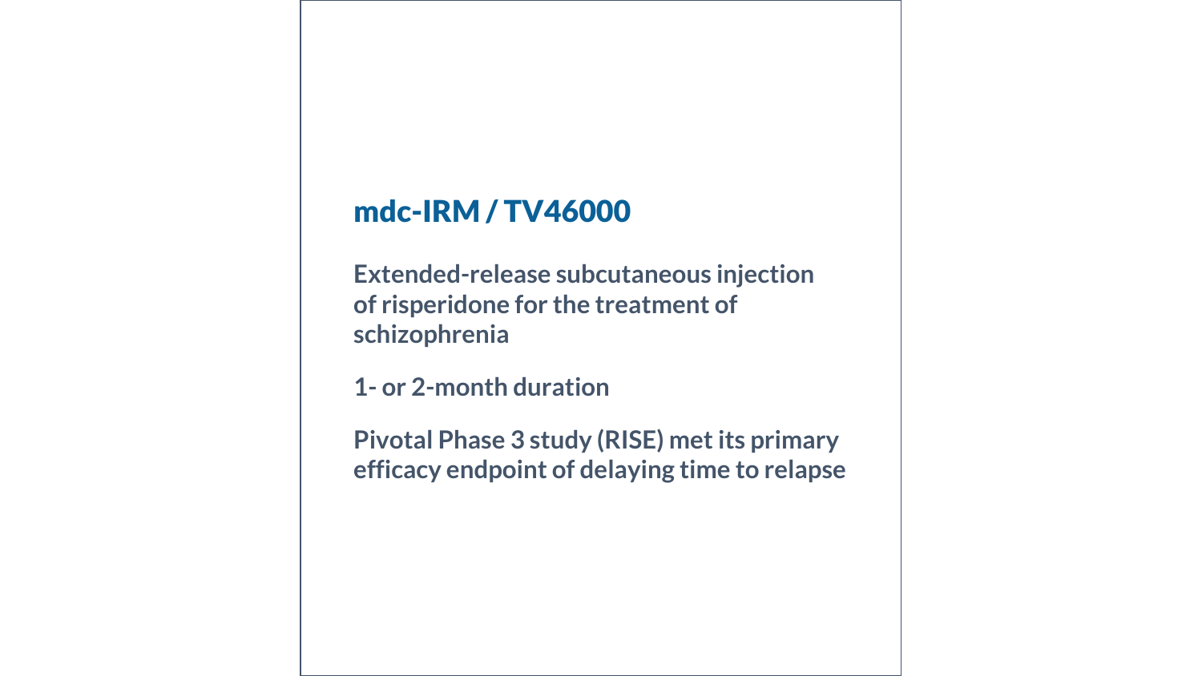## mdc-IRM / TV46000

**Extended-release subcutaneous injection of risperidone for the treatment of schizophrenia**

**1- or 2-month duration**

**Pivotal Phase 3 study (RISE) met its primary efficacy endpoint of delaying time to relapse**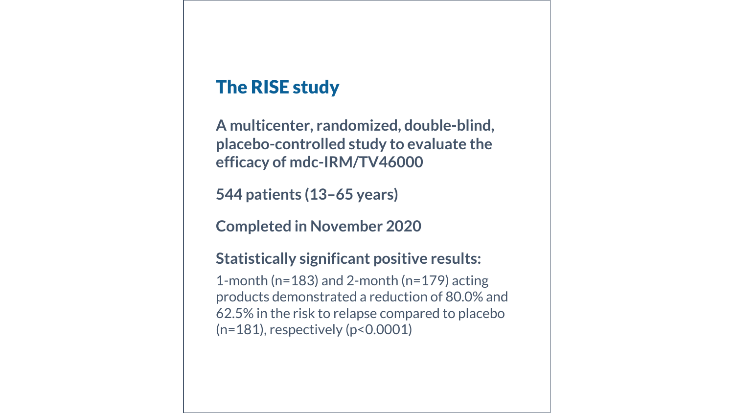## The RISE study

**A multicenter, randomized, double-blind, placebo-controlled study to evaluate the efficacy of mdc-IRM/TV46000**

**544 patients (13–65 years)**

**Completed in November 2020**

**Statistically significant positive results:**

1-month (n=183) and 2-month (n=179) acting products demonstrated a reduction of 80.0% and 62.5% in the risk to relapse compared to placebo (n=181), respectively ($p<0.0001$)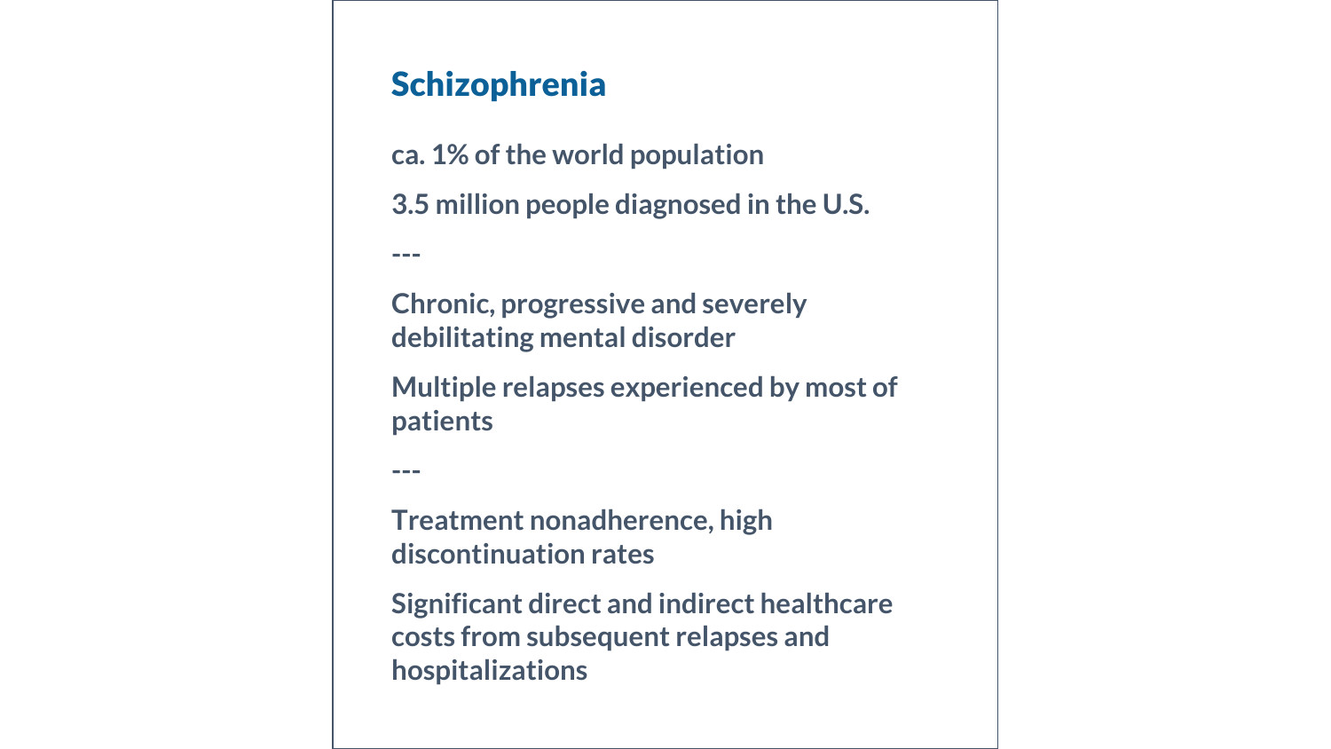## Schizophrenia

ca. 1% of the world population

3.5 million people diagnosed in the U.S.

---

Chronic, progressive and severely debilitating mental disorder

Multiple relapses experienced by most of patients

---

Treatment nonadherence, high discontinuation rates

Significant direct and indirect healthcare costs from subsequent relapses and hospitalizations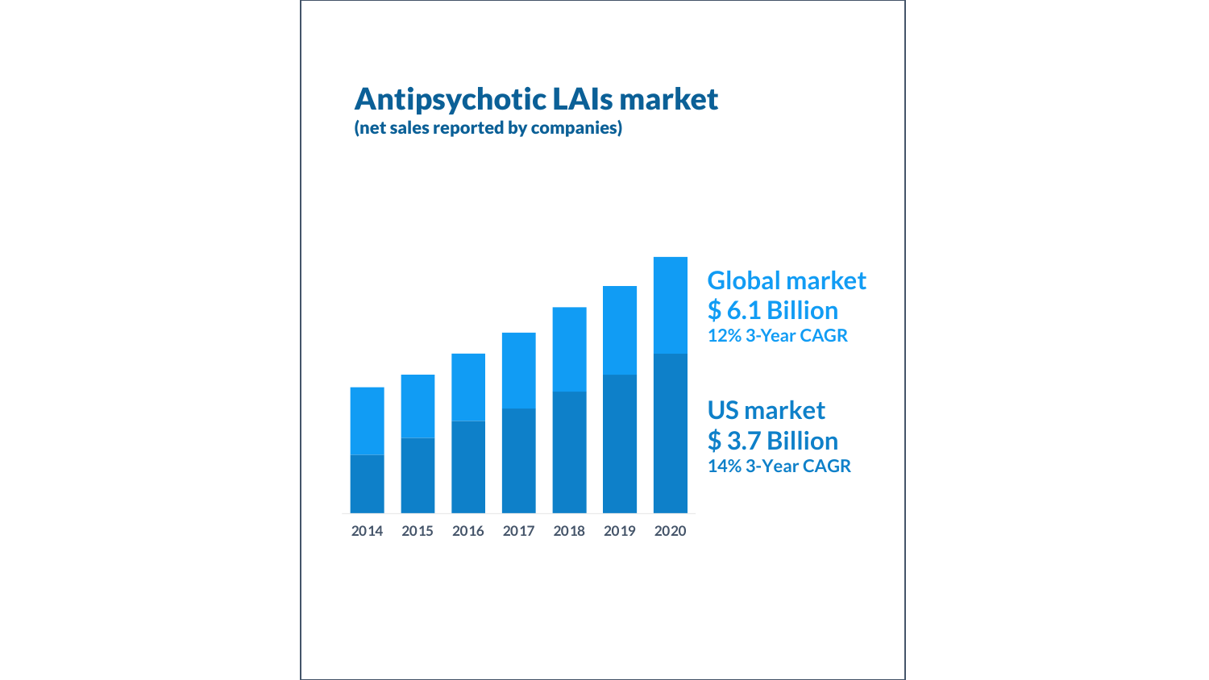# Antipsychotic LAIs market

**(net sales reported by companies)**

2014 2015 2016 2017 2018 2019 2020

**Global market**
**$ 6.1 Billion**
**12% 3-Year CAGR**

**US market**
**$ 3.7 Billion**
**14% 3-Year CAGR**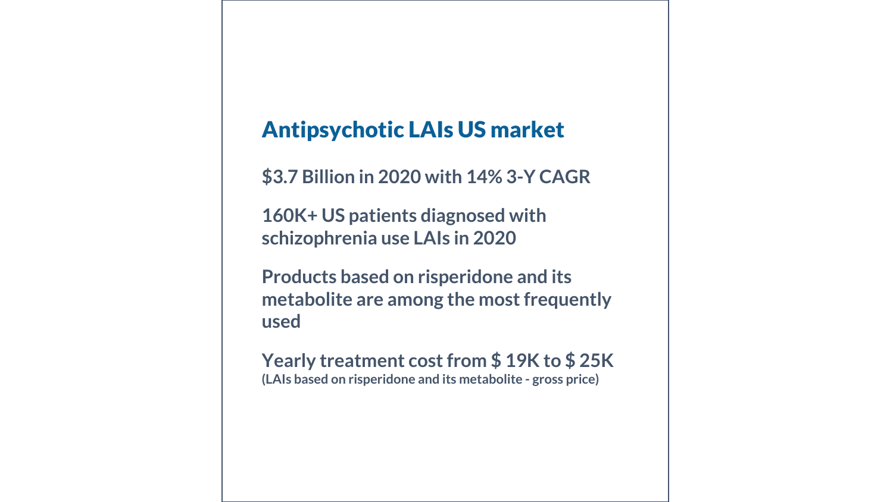## Antipsychotic LAIs US market

**$3.7 Billion in 2020 with 14% 3-Y CAGR**

**160K+ US patients diagnosed with schizophrenia use LAIs in 2020**

**Products based on risperidone and its metabolite are among the most frequently used**

**Yearly treatment cost from $ 19K to $ 25K**
**(LAIs based on risperidone and its metabolite - gross price)**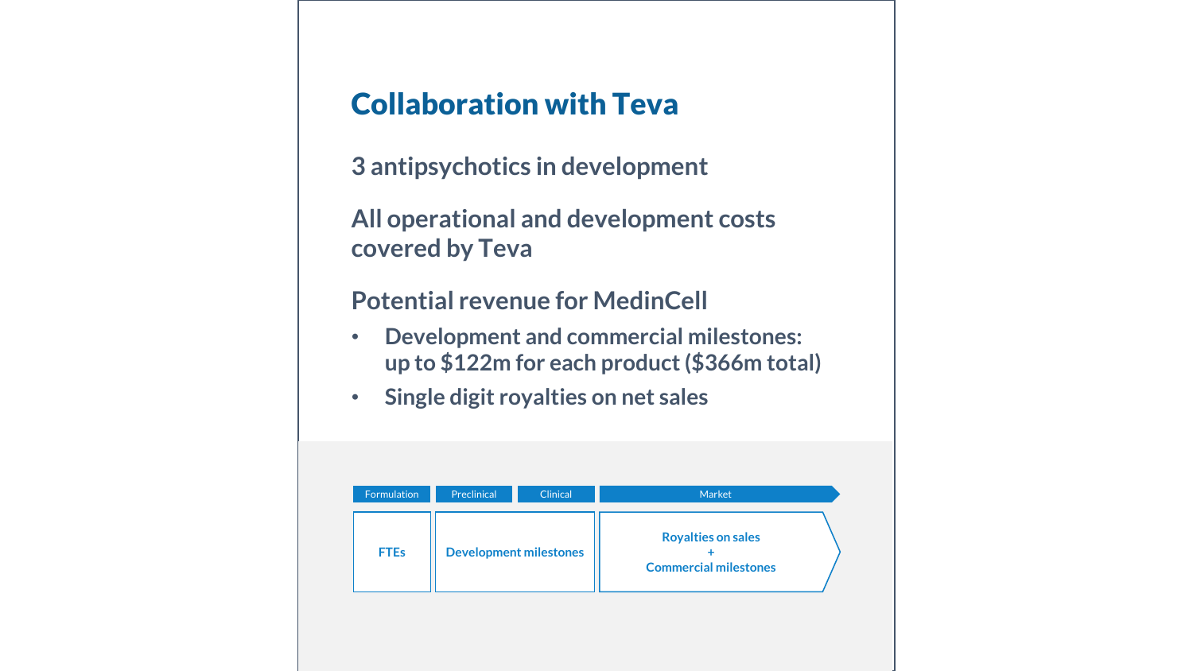# Collaboration with Teva

## 3 antipsychotics in development

## All operational and development costs covered by Teva

## Potential revenue for MedinCell

- **Development and commercial milestones: up to $122m for each product ($366m total)**
- **Single digit royalties on net sales**

| Formulation | Preclinical | Clinical | Market |
|---|---|---|---|
| FTEs | Development milestones | | Royalties on sales + Commercial milestones |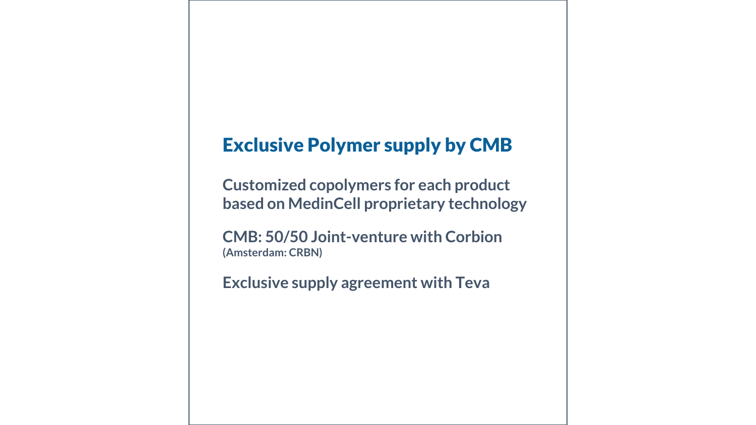## Exclusive Polymer supply by CMB

**Customized copolymers for each product based on MedinCell proprietary technology**

**CMB: 50/50 Joint-venture with Corbion**
**(Amsterdam: CRBN)**

**Exclusive supply agreement with Teva**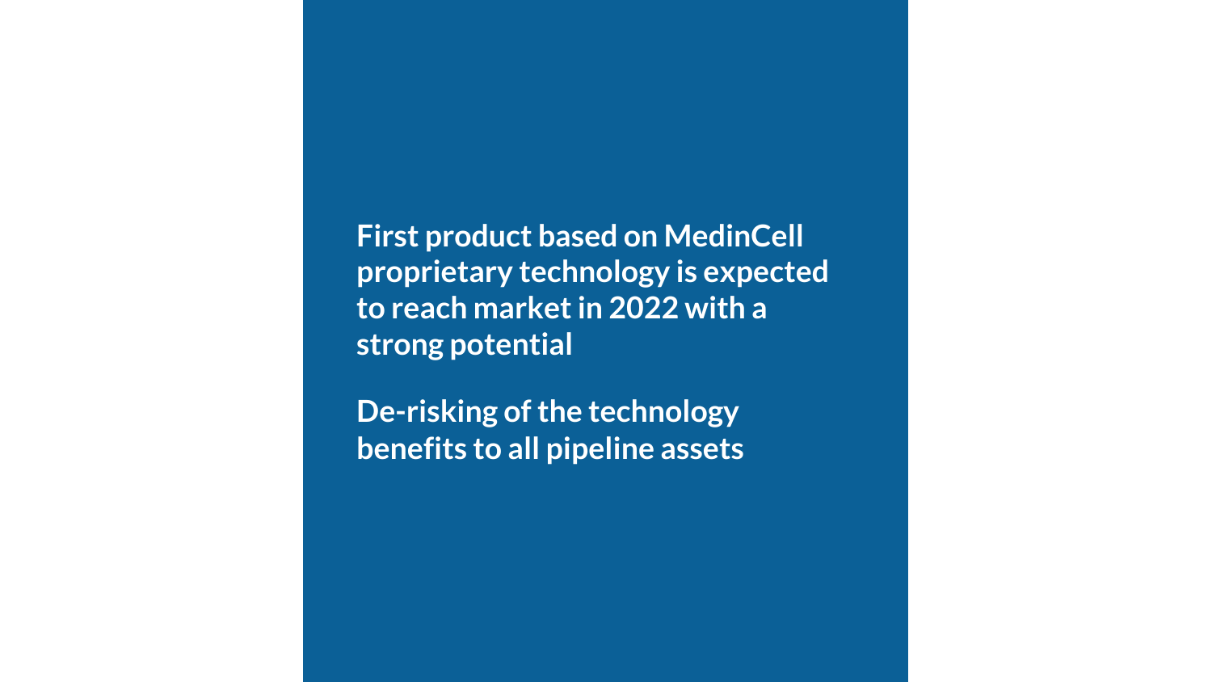**First product based on MedinCell proprietary technology is expected to reach market in 2022 with a strong potential**

**De-risking of the technology benefits to all pipeline assets**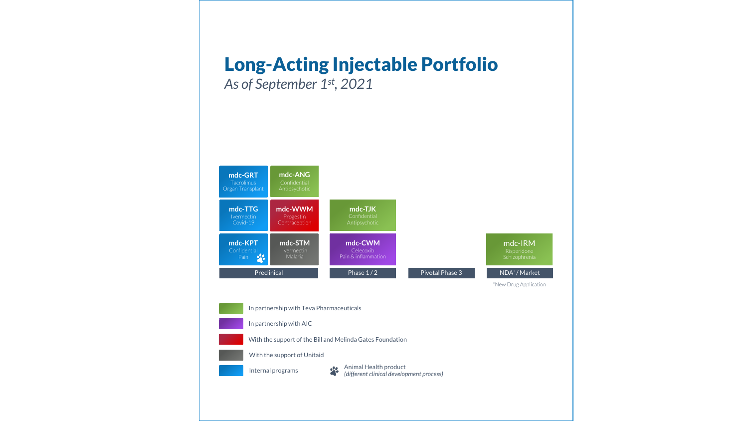# Long-Acting Injectable Portfolio

*As of September 1st, 2021*

| Preclinical | | Phase 1 / 2 | Pivotal Phase 3 | NDA* / Market |
|---|---|---|---|---|
| **mdc-GRT** Tacrolimus Organ Transplant | **mdc-ANG** Confidential Antipsychotic | | | |
| **mdc-TTG** Ivermectin Covid-19 | **mdc-WWM** Progestin Contraception | **mdc-TJK** Confidential Antipsychotic | | |
| **mdc-KPT** Confidential Pain (Animal Health product) | **mdc-STM** Ivermectin Malaria | **mdc-CWM** Celecoxib Pain & inflammation | | mdc-IRM Risperidone Schizophrenia |

*New Drug Application

- Green: In partnership with Teva Pharmaceuticals
- Purple: In partnership with AIC
- Red: With the support of the Bill and Melinda Gates Foundation
- Grey: With the support of Unitaid
- Blue: Internal programs
- Paw icon: Animal Health product *(different clinical development process)*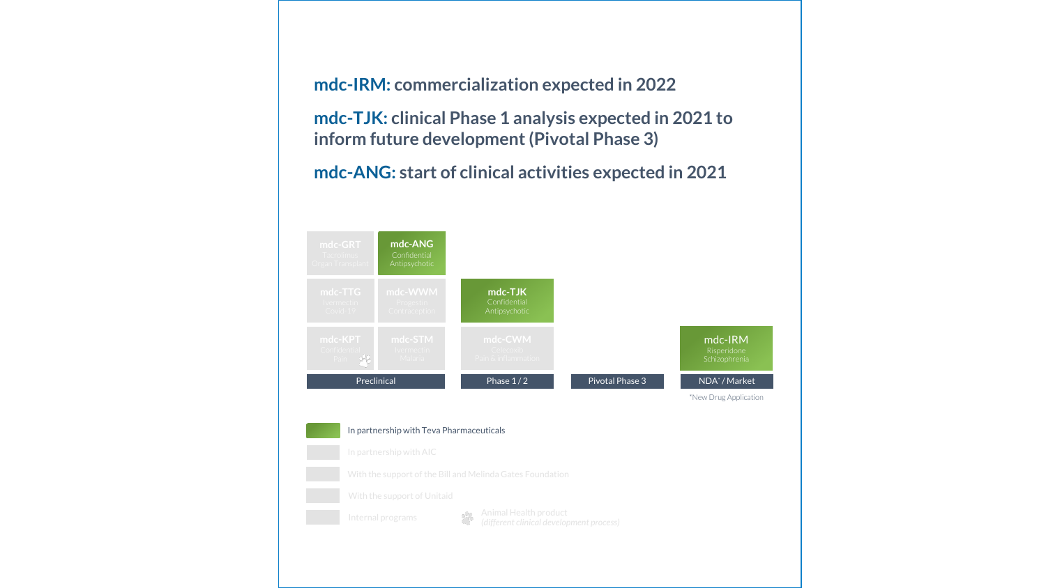**mdc-IRM:** commercialization expected in 2022

**mdc-TJK:** clinical Phase 1 analysis expected in 2021 to inform future development (Pivotal Phase 3)

**mdc-ANG:** start of clinical activities expected in 2021

| Preclinical | | Phase 1 / 2 | Pivotal Phase 3 | NDA* / Market |
|---|---|---|---|---|
| mdc-GRT Tacrolimus Organ Transplant | mdc-ANG Confidential Antipsychotic | | | |
| mdc-TTG Ivermectin Covid-19 | mdc-WWM Progestin Contraception | mdc-TJK Confidential Antipsychotic | | |
| mdc-KPT Confidential Pain | mdc-STM Ivermectin Malaria | mdc-CWM Celecoxib Pain & inflammation | | mdc-IRM Risperidone Schizophrenia |

*New Drug Application

- In partnership with Teva Pharmaceuticals
- In partnership with AIC
- With the support of the Bill and Melinda Gates Foundation
- With the support of Unitaid
- Internal programs
- Animal Health product *(different clinical development process)*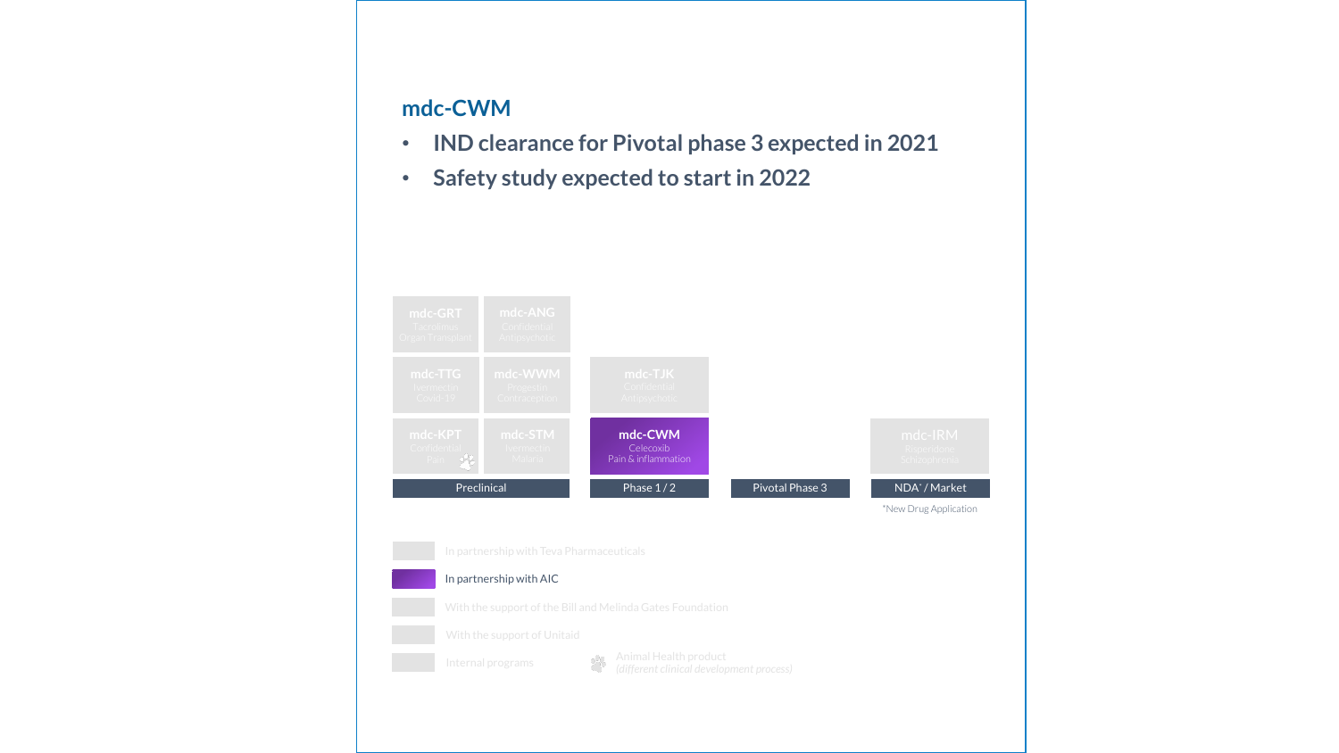## mdc-CWM

- **IND clearance for Pivotal phase 3 expected in 2021**
- **Safety study expected to start in 2022**

| Preclinical | | Phase 1 / 2 | Pivotal Phase 3 | NDA* / Market |
|---|---|---|---|---|
| mdc-GRT<br>Tacrolimus<br>Organ Transplant | mdc-ANG<br>Confidential<br>Antipsychotic | | | |
| mdc-TTG<br>Ivermectin<br>Covid-19 | mdc-WWM<br>Progestin<br>Contraception | mdc-TJK<br>Confidential<br>Antipsychotic | | |
| mdc-KPT<br>Confidential<br>Pain | mdc-STM<br>Ivermectin<br>Malaria | **mdc-CWM**<br>Celecoxib<br>Pain & inflammation | | mdc-IRM<br>Risperidone<br>Schizophrenia |

*New Drug Application

- In partnership with Teva Pharmaceuticals
- In partnership with AIC
- With the support of the Bill and Melinda Gates Foundation
- With the support of Unitaid
- Internal programs
- Animal Health product *(different clinical development process)*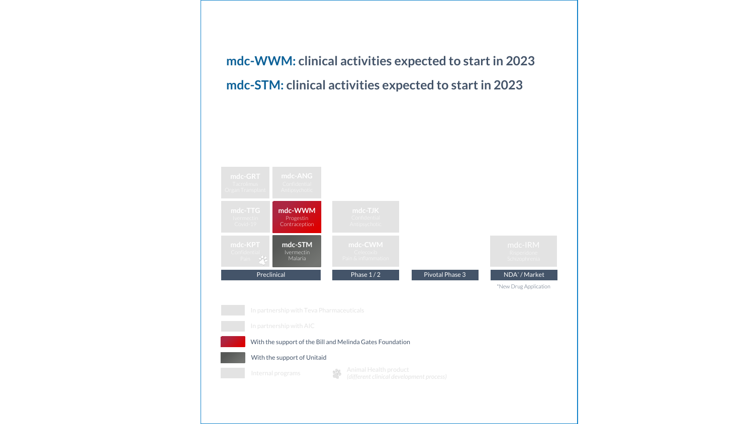## mdc-WWM: clinical activities expected to start in 2023

## mdc-STM: clinical activities expected to start in 2023

| Preclinical | | Phase 1 / 2 | Pivotal Phase 3 | NDA* / Market |
|---|---|---|---|---|
| mdc-GRT<br>Tacrolimus<br>Organ Transplant | mdc-ANG<br>Confidential<br>Antipsychotic | | | |
| mdc-TTG<br>Ivermectin<br>Covid-19 | mdc-WWM<br>Progestin<br>Contraception | mdc-TJK<br>Confidential<br>Antipsychotic | | |
| mdc-KPT<br>Confidential<br>Pain | mdc-STM<br>Ivermectin<br>Malaria | mdc-CWM<br>Celecoxib<br>Pain & inflammation | | mdc-IRM<br>Risperidone<br>Schizophrenia |

*New Drug Application

- In partnership with Teva Pharmaceuticals
- In partnership with AIC
- With the support of the Bill and Melinda Gates Foundation
- With the support of Unitaid
- Internal programs
- Animal Health product *(different clinical development process)*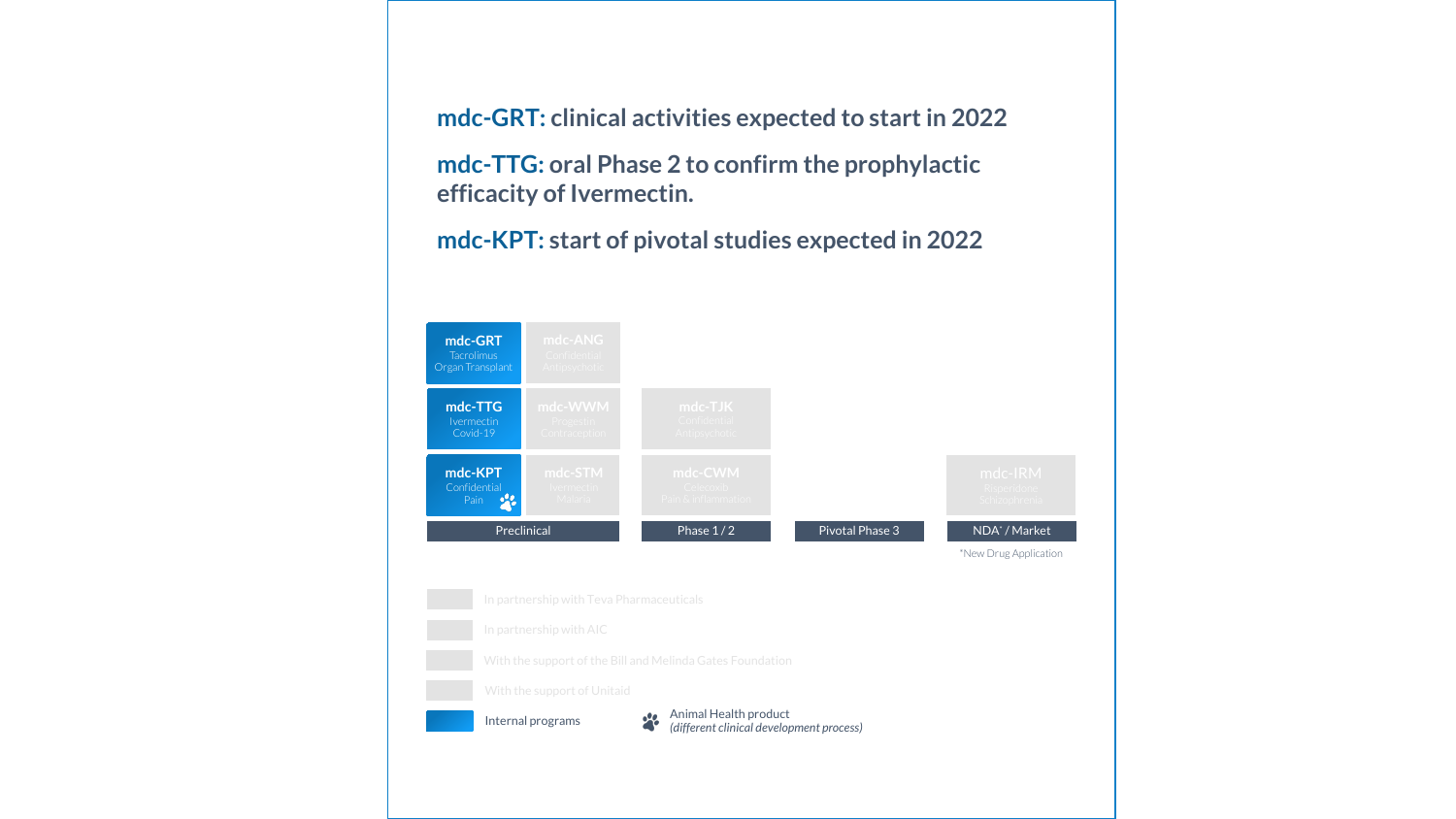**mdc-GRT:** clinical activities expected to start in 2022

**mdc-TTG:** oral Phase 2 to confirm the prophylactic efficacity of Ivermectin.

**mdc-KPT:** start of pivotal studies expected in 2022

| Preclinical | | Phase 1 / 2 | Pivotal Phase 3 | NDA* / Market |
|---|---|---|---|---|
| **mdc-GRT** Tacrolimus Organ Transplant | **mdc-ANG** Confidential Antipsychotic | | | |
| **mdc-TTG** Ivermectin Covid-19 | **mdc-WWM** Progestin Contraception | **mdc-TJK** Confidential Antipsychotic | | |
| **mdc-KPT** Confidential Pain (Animal Health product) | **mdc-STM** Ivermectin Malaria | **mdc-CWM** Celecoxib Pain & inflammation | | **mdc-IRM** Risperidone Schizophrenia |

*New Drug Application

- In partnership with Teva Pharmaceuticals
- In partnership with AIC
- With the support of the Bill and Melinda Gates Foundation
- With the support of Unitaid
- Internal programs
- Animal Health product *(different clinical development process)*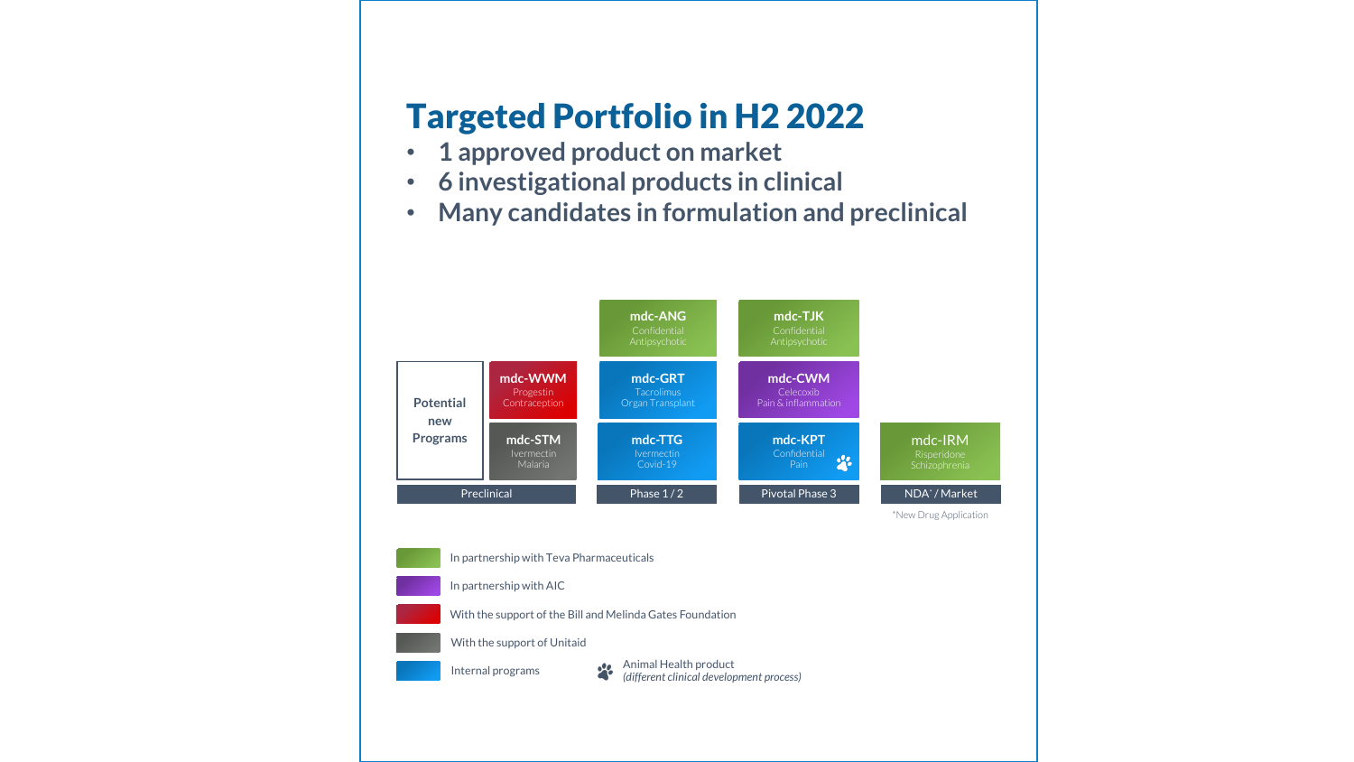# Targeted Portfolio in H2 2022

- 1 approved product on market
- 6 investigational products in clinical
- Many candidates in formulation and preclinical

| Preclinical | | Phase 1 / 2 | Pivotal Phase 3 | NDA* / Market |
|---|---|---|---|---|
| | | **mdc-ANG** Confidential Antipsychotic | **mdc-TJK** Confidential Antipsychotic | |
| Potential new Programs | **mdc-WWM** Progestin Contraception | **mdc-GRT** Tacrolimus Organ Transplant | **mdc-CWM** Celecoxib Pain & inflammation | |
| | **mdc-STM** Ivermectin Malaria | **mdc-TTG** Ivermectin Covid-19 | **mdc-KPT** Confidential Pain (Animal Health product) | **mdc-IRM** Risperidone Schizophrenia |

*New Drug Application

- Green: In partnership with Teva Pharmaceuticals
- Purple: In partnership with AIC
- Red: With the support of the Bill and Melinda Gates Foundation
- Grey: With the support of Unitaid
- Blue: Internal programs
- Paw icon: Animal Health product *(different clinical development process)*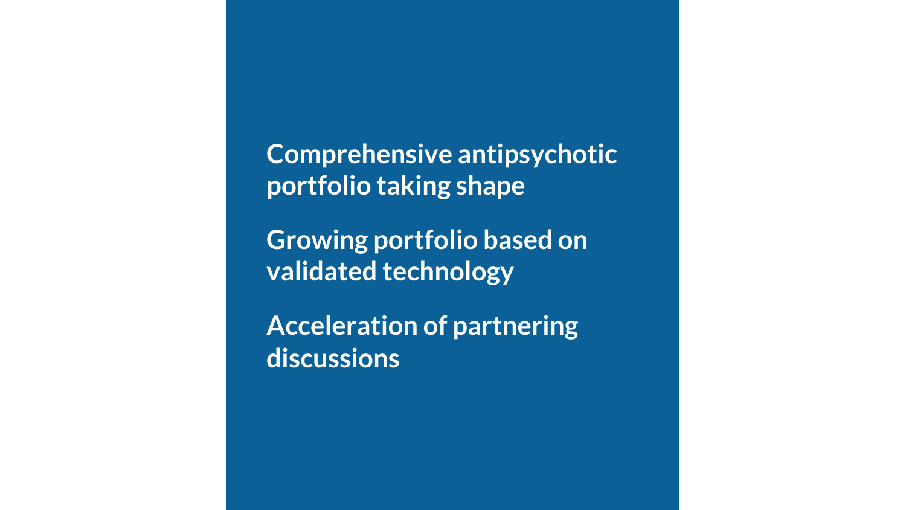**Comprehensive antipsychotic portfolio taking shape**

**Growing portfolio based on validated technology**

**Acceleration of partnering discussions**